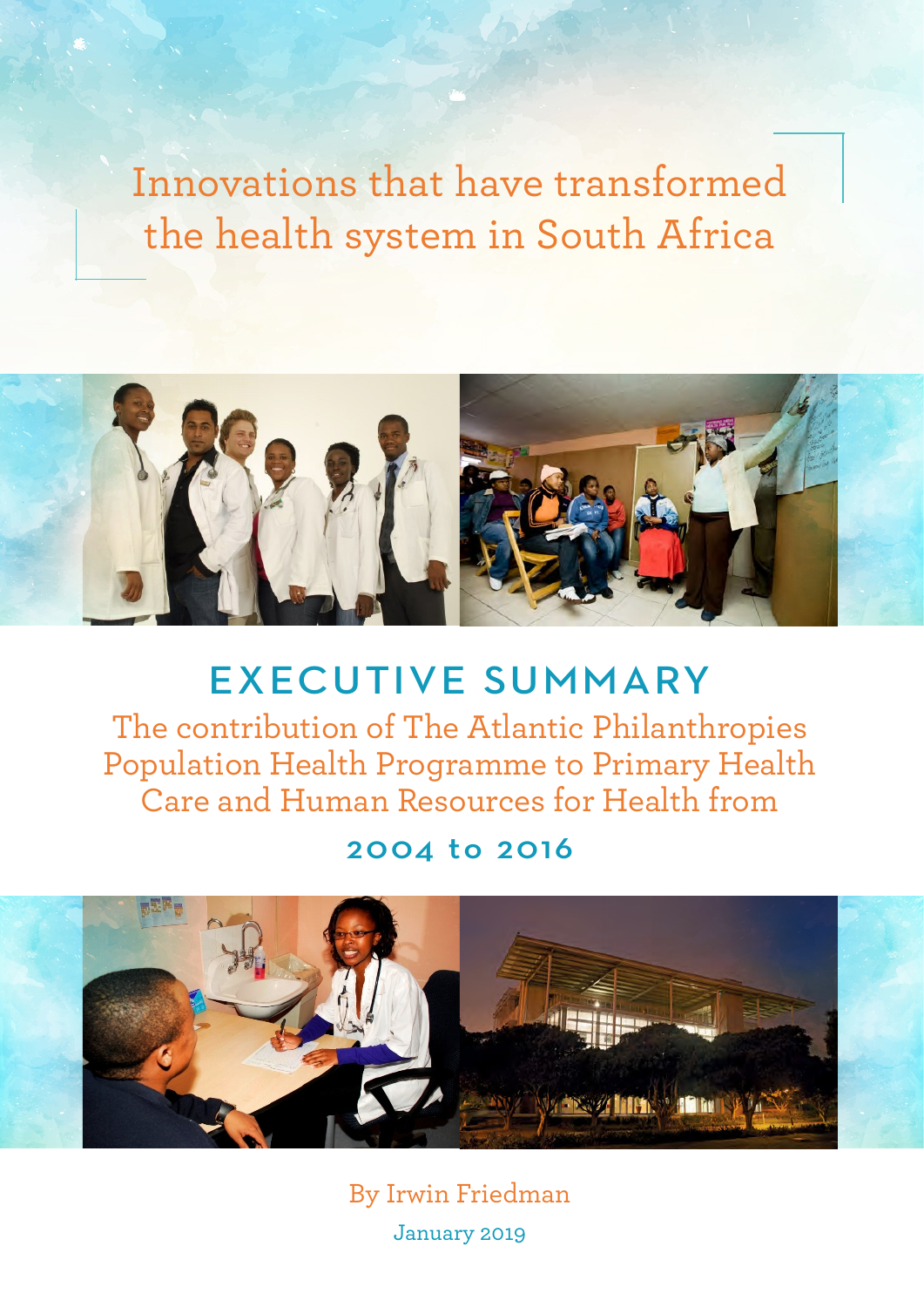# Innovations that have transformed the health system in South Africa

## EXECUTIVE SUMMARY

The contribution of The Atlantic Philanthropies Population Health Programme to Primary Health Care and Human Resources for Health from

**2004 to 2016**

By Irwin Friedman

January 2019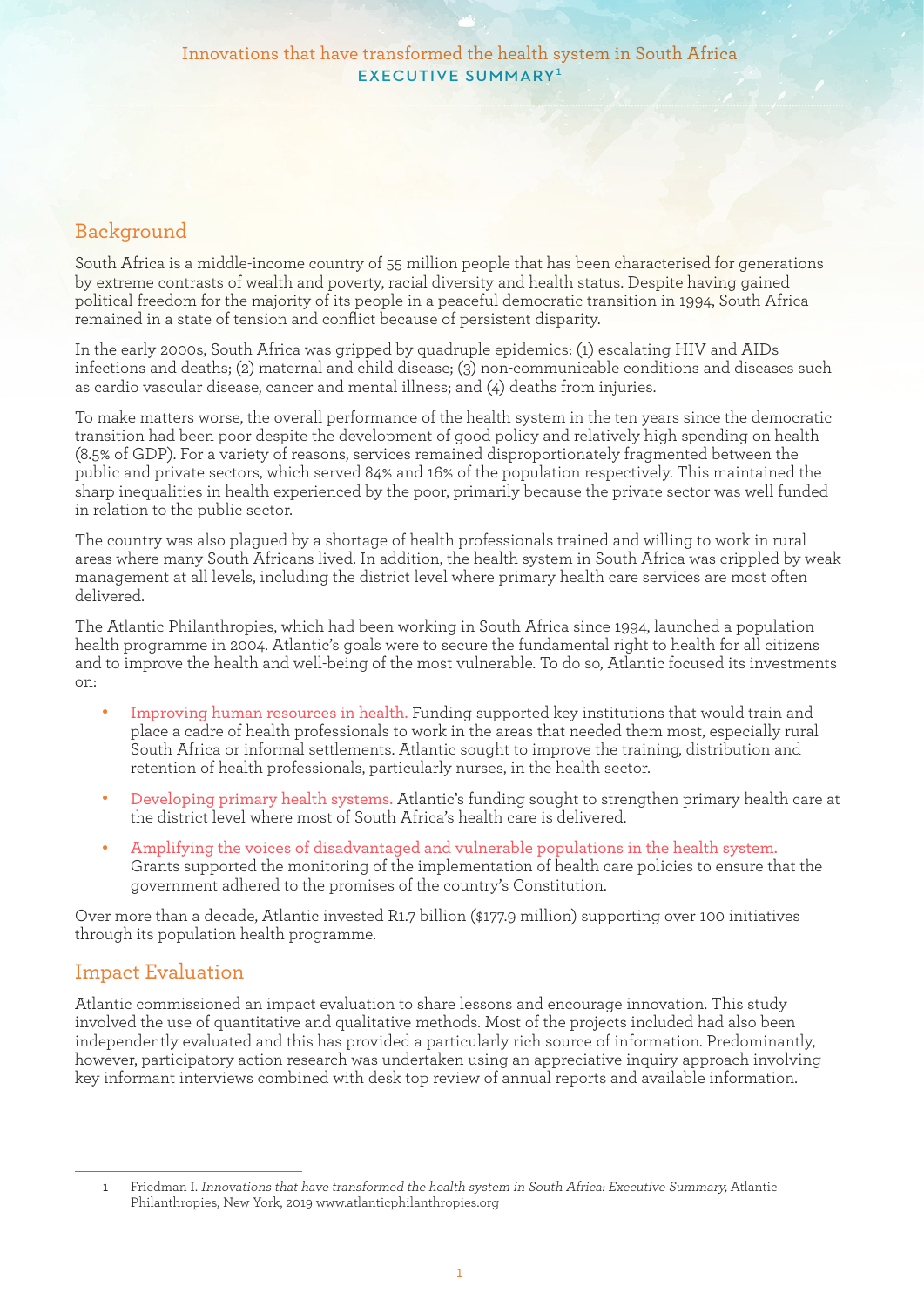Innovations that have transformed the health system in South Africa

# EXECUTIVE SUMMARY[1]

## Background

South Africa is a middle-income country of 55 million people that has been characterised for generations by extreme contrasts of wealth and poverty, racial diversity and health status. Despite having gained political freedom for the majority of its people in a peaceful democratic transition in 1994, South Africa remained in a state of tension and conflict because of persistent disparity.

In the early 2000s, South Africa was gripped by quadruple epidemics: (1) escalating HIV and AIDs infections and deaths; (2) maternal and child disease; (3) non-communicable conditions and diseases such as cardio vascular disease, cancer and mental illness; and (4) deaths from injuries.

To make matters worse, the overall performance of the health system in the ten years since the democratic transition had been poor despite the development of good policy and relatively high spending on health (8.5% of GDP). For a variety of reasons, services remained disproportionately fragmented between the public and private sectors, which served 84% and 16% of the population respectively. This maintained the sharp inequalities in health experienced by the poor, primarily because the private sector was well funded in relation to the public sector.

The country was also plagued by a shortage of health professionals trained and willing to work in rural areas where many South Africans lived. In addition, the health system in South Africa was crippled by weak management at all levels, including the district level where primary health care services are most often delivered.

The Atlantic Philanthropies, which had been working in South Africa since 1994, launched a population health programme in 2004. Atlantic's goals were to secure the fundamental right to health for all citizens and to improve the health and well-being of the most vulnerable. To do so, Atlantic focused its investments on:

- Improving human resources in health. Funding supported key institutions that would train and place a cadre of health professionals to work in the areas that needed them most, especially rural South Africa or informal settlements. Atlantic sought to improve the training, distribution and retention of health professionals, particularly nurses, in the health sector.
- Developing primary health systems. Atlantic's funding sought to strengthen primary health care at the district level where most of South Africa's health care is delivered.
- Amplifying the voices of disadvantaged and vulnerable populations in the health system. Grants supported the monitoring of the implementation of health care policies to ensure that the government adhered to the promises of the country's Constitution.

Over more than a decade, Atlantic invested R1.7 billion ($177.9 million) supporting over 100 initiatives through its population health programme.

## Impact Evaluation

Atlantic commissioned an impact evaluation to share lessons and encourage innovation. This study involved the use of quantitative and qualitative methods. Most of the projects included had also been independently evaluated and this has provided a particularly rich source of information. Predominantly, however, participatory action research was undertaken using an appreciative inquiry approach involving key informant interviews combined with desk top review of annual reports and available information.

---

1 Friedman I. *Innovations that have transformed the health system in South Africa: Executive Summary,* Atlantic Philanthropies, New York, 2019 www.atlanticphilanthropies.org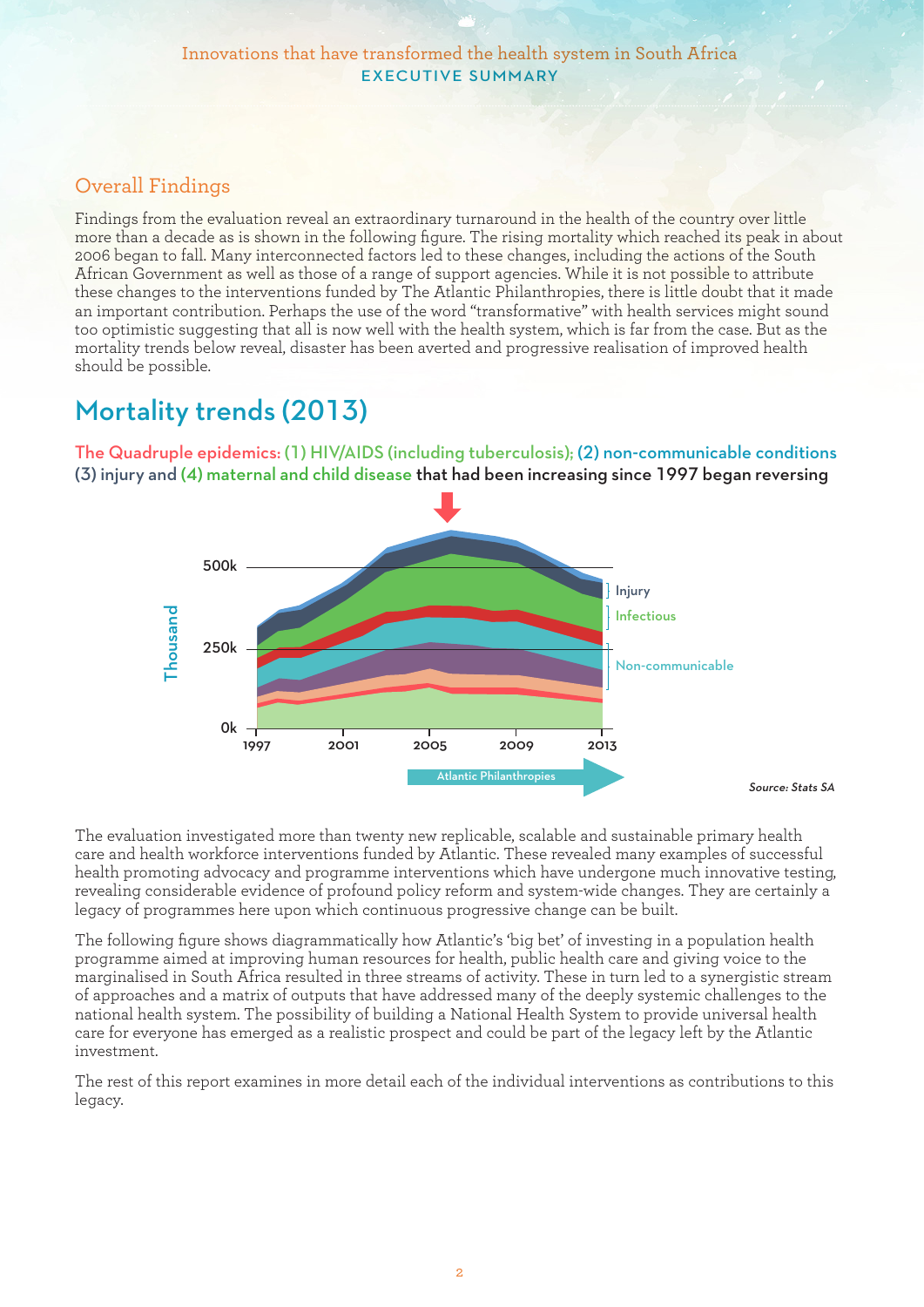## Overall Findings

Findings from the evaluation reveal an extraordinary turnaround in the health of the country over little more than a decade as is shown in the following figure. The rising mortality which reached its peak in about 2006 began to fall. Many interconnected factors led to these changes, including the actions of the South African Government as well as those of a range of support agencies. While it is not possible to attribute these changes to the interventions funded by The Atlantic Philanthropies, there is little doubt that it made an important contribution. Perhaps the use of the word "transformative" with health services might sound too optimistic suggesting that all is now well with the health system, which is far from the case. But as the mortality trends below reveal, disaster has been averted and progressive realisation of improved health should be possible.

# Mortality trends (2013)

**The Quadruple epidemics: (1) HIV/AIDS (including tuberculosis); (2) non-communicable conditions (3) injury and (4) maternal and child disease that had been increasing since 1997 began reversing**

Thousand

500k

250k

0k

1997 2001 2005 2009 2013

Injury

Infectious

Non-communicable

Atlantic Philanthropies

*Source: Stats SA*

The evaluation investigated more than twenty new replicable, scalable and sustainable primary health care and health workforce interventions funded by Atlantic. These revealed many examples of successful health promoting advocacy and programme interventions which have undergone much innovative testing, revealing considerable evidence of profound policy reform and system-wide changes. They are certainly a legacy of programmes here upon which continuous progressive change can be built.

The following figure shows diagrammatically how Atlantic's 'big bet' of investing in a population health programme aimed at improving human resources for health, public health care and giving voice to the marginalised in South Africa resulted in three streams of activity. These in turn led to a synergistic stream of approaches and a matrix of outputs that have addressed many of the deeply systemic challenges to the national health system. The possibility of building a National Health System to provide universal health care for everyone has emerged as a realistic prospect and could be part of the legacy left by the Atlantic investment.

The rest of this report examines in more detail each of the individual interventions as contributions to this legacy.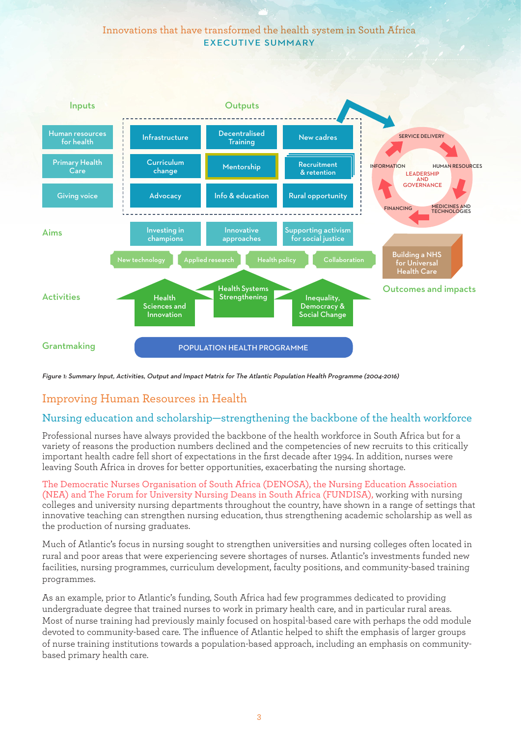Inputs | Outputs

| Inputs | Outputs | | |
|---|---|---|---|
| Human resources for health | Infrastructure | Decentralised Training | New cadres |
| Primary Health Care | Curriculum change | Mentorship | Recruitment & retention |
| Giving voice | Advocacy | Info & education | Rural opportunity |

SERVICE DELIVERY · HUMAN RESOURCES · MEDICINES AND TECHNOLOGIES · FINANCING · INFORMATION · LEADERSHIP AND GOVERNANCE

**Aims:** Investing in champions · Innovative approaches · Supporting activism for social justice

New technology · Applied research · Health policy · Collaboration

Building a NHS for Universal Health Care

**Outcomes and impacts**

**Activities:** Health Sciences and Innovation · Health Systems Strengthening · Inequality, Democracy & Social Change

**Grantmaking:** POPULATION HEALTH PROGRAMME

*Figure 1: Summary Input, Activities, Output and Impact Matrix for The Atlantic Population Health Programme (2004-2016)*

## Improving Human Resources in Health

### Nursing education and scholarship—strengthening the backbone of the health workforce

Professional nurses have always provided the backbone of the health workforce in South Africa but for a variety of reasons the production numbers declined and the competencies of new recruits to this critically important health cadre fell short of expectations in the first decade after 1994. In addition, nurses were leaving South Africa in droves for better opportunities, exacerbating the nursing shortage.

The Democratic Nurses Organisation of South Africa (DENOSA), the Nursing Education Association (NEA) and The Forum for University Nursing Deans in South Africa (FUNDISA), working with nursing colleges and university nursing departments throughout the country, have shown in a range of settings that innovative teaching can strengthen nursing education, thus strengthening academic scholarship as well as the production of nursing graduates.

Much of Atlantic's focus in nursing sought to strengthen universities and nursing colleges often located in rural and poor areas that were experiencing severe shortages of nurses. Atlantic's investments funded new facilities, nursing programmes, curriculum development, faculty positions, and community-based training programmes.

As an example, prior to Atlantic's funding, South Africa had few programmes dedicated to providing undergraduate degree that trained nurses to work in primary health care, and in particular rural areas. Most of nurse training had previously mainly focused on hospital-based care with perhaps the odd module devoted to community-based care. The influence of Atlantic helped to shift the emphasis of larger groups of nurse training institutions towards a population-based approach, including an emphasis on community-based primary health care.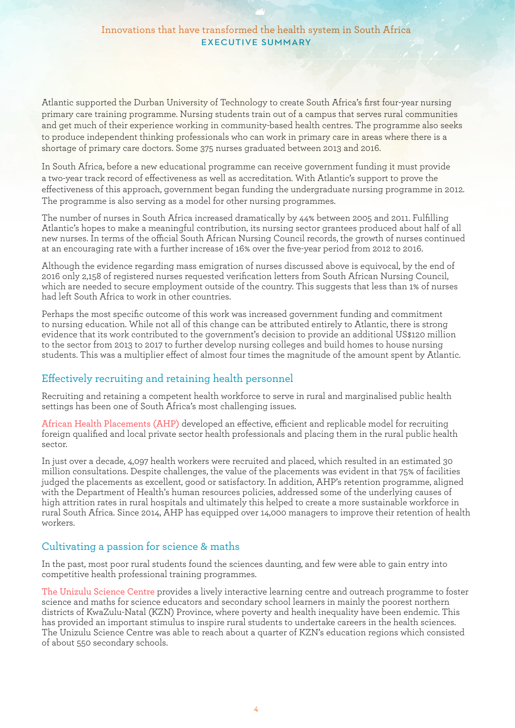Atlantic supported the Durban University of Technology to create South Africa's first four-year nursing primary care training programme. Nursing students train out of a campus that serves rural communities and get much of their experience working in community-based health centres. The programme also seeks to produce independent thinking professionals who can work in primary care in areas where there is a shortage of primary care doctors. Some 375 nurses graduated between 2013 and 2016.

In South Africa, before a new educational programme can receive government funding it must provide a two-year track record of effectiveness as well as accreditation. With Atlantic's support to prove the effectiveness of this approach, government began funding the undergraduate nursing programme in 2012. The programme is also serving as a model for other nursing programmes.

The number of nurses in South Africa increased dramatically by 44% between 2005 and 2011. Fulfilling Atlantic's hopes to make a meaningful contribution, its nursing sector grantees produced about half of all new nurses. In terms of the official South African Nursing Council records, the growth of nurses continued at an encouraging rate with a further increase of 16% over the five-year period from 2012 to 2016.

Although the evidence regarding mass emigration of nurses discussed above is equivocal, by the end of 2016 only 2,158 of registered nurses requested verification letters from South African Nursing Council, which are needed to secure employment outside of the country. This suggests that less than 1% of nurses had left South Africa to work in other countries.

Perhaps the most specific outcome of this work was increased government funding and commitment to nursing education. While not all of this change can be attributed entirely to Atlantic, there is strong evidence that its work contributed to the government's decision to provide an additional US$120 million to the sector from 2013 to 2017 to further develop nursing colleges and build homes to house nursing students. This was a multiplier effect of almost four times the magnitude of the amount spent by Atlantic.

## Effectively recruiting and retaining health personnel

Recruiting and retaining a competent health workforce to serve in rural and marginalised public health settings has been one of South Africa's most challenging issues.

African Health Placements (AHP) developed an effective, efficient and replicable model for recruiting foreign qualified and local private sector health professionals and placing them in the rural public health sector.

In just over a decade, 4,097 health workers were recruited and placed, which resulted in an estimated 30 million consultations. Despite challenges, the value of the placements was evident in that 75% of facilities judged the placements as excellent, good or satisfactory. In addition, AHP's retention programme, aligned with the Department of Health's human resources policies, addressed some of the underlying causes of high attrition rates in rural hospitals and ultimately this helped to create a more sustainable workforce in rural South Africa. Since 2014, AHP has equipped over 14,000 managers to improve their retention of health workers.

## Cultivating a passion for science & maths

In the past, most poor rural students found the sciences daunting, and few were able to gain entry into competitive health professional training programmes.

The Unizulu Science Centre provides a lively interactive learning centre and outreach programme to foster science and maths for science educators and secondary school learners in mainly the poorest northern districts of KwaZulu-Natal (KZN) Province, where poverty and health inequality have been endemic. This has provided an important stimulus to inspire rural students to undertake careers in the health sciences. The Unizulu Science Centre was able to reach about a quarter of KZN's education regions which consisted of about 550 secondary schools.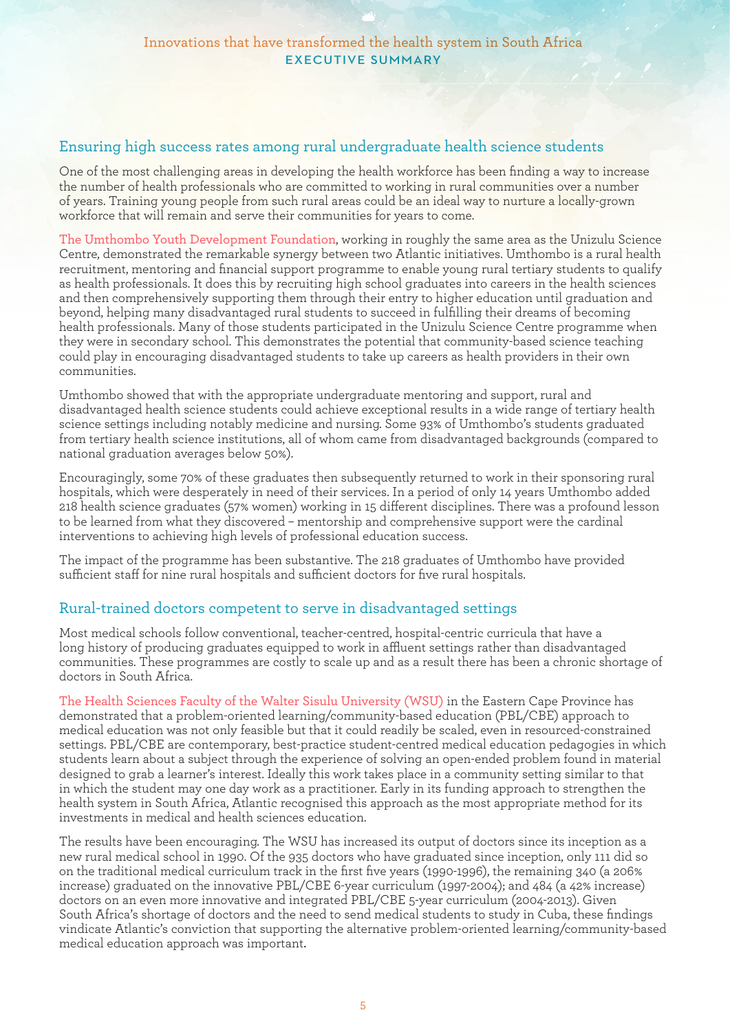## Ensuring high success rates among rural undergraduate health science students

One of the most challenging areas in developing the health workforce has been finding a way to increase the number of health professionals who are committed to working in rural communities over a number of years. Training young people from such rural areas could be an ideal way to nurture a locally-grown workforce that will remain and serve their communities for years to come.

The Umthombo Youth Development Foundation, working in roughly the same area as the Unizulu Science Centre, demonstrated the remarkable synergy between two Atlantic initiatives. Umthombo is a rural health recruitment, mentoring and financial support programme to enable young rural tertiary students to qualify as health professionals. It does this by recruiting high school graduates into careers in the health sciences and then comprehensively supporting them through their entry to higher education until graduation and beyond, helping many disadvantaged rural students to succeed in fulfilling their dreams of becoming health professionals. Many of those students participated in the Unizulu Science Centre programme when they were in secondary school. This demonstrates the potential that community-based science teaching could play in encouraging disadvantaged students to take up careers as health providers in their own communities.

Umthombo showed that with the appropriate undergraduate mentoring and support, rural and disadvantaged health science students could achieve exceptional results in a wide range of tertiary health science settings including notably medicine and nursing. Some 93% of Umthombo's students graduated from tertiary health science institutions, all of whom came from disadvantaged backgrounds (compared to national graduation averages below 50%).

Encouragingly, some 70% of these graduates then subsequently returned to work in their sponsoring rural hospitals, which were desperately in need of their services. In a period of only 14 years Umthombo added 218 health science graduates (57% women) working in 15 different disciplines. There was a profound lesson to be learned from what they discovered – mentorship and comprehensive support were the cardinal interventions to achieving high levels of professional education success.

The impact of the programme has been substantive. The 218 graduates of Umthombo have provided sufficient staff for nine rural hospitals and sufficient doctors for five rural hospitals.

## Rural-trained doctors competent to serve in disadvantaged settings

Most medical schools follow conventional, teacher-centred, hospital-centric curricula that have a long history of producing graduates equipped to work in affluent settings rather than disadvantaged communities. These programmes are costly to scale up and as a result there has been a chronic shortage of doctors in South Africa.

The Health Sciences Faculty of the Walter Sisulu University (WSU) in the Eastern Cape Province has demonstrated that a problem-oriented learning/community-based education (PBL/CBE) approach to medical education was not only feasible but that it could readily be scaled, even in resourced-constrained settings. PBL/CBE are contemporary, best-practice student-centred medical education pedagogies in which students learn about a subject through the experience of solving an open-ended problem found in material designed to grab a learner's interest. Ideally this work takes place in a community setting similar to that in which the student may one day work as a practitioner. Early in its funding approach to strengthen the health system in South Africa, Atlantic recognised this approach as the most appropriate method for its investments in medical and health sciences education.

The results have been encouraging. The WSU has increased its output of doctors since its inception as a new rural medical school in 1990. Of the 935 doctors who have graduated since inception, only 111 did so on the traditional medical curriculum track in the first five years (1990-1996), the remaining 340 (a 206% increase) graduated on the innovative PBL/CBE 6-year curriculum (1997-2004); and 484 (a 42% increase) doctors on an even more innovative and integrated PBL/CBE 5-year curriculum (2004-2013). Given South Africa's shortage of doctors and the need to send medical students to study in Cuba, these findings vindicate Atlantic's conviction that supporting the alternative problem-oriented learning/community-based medical education approach was important.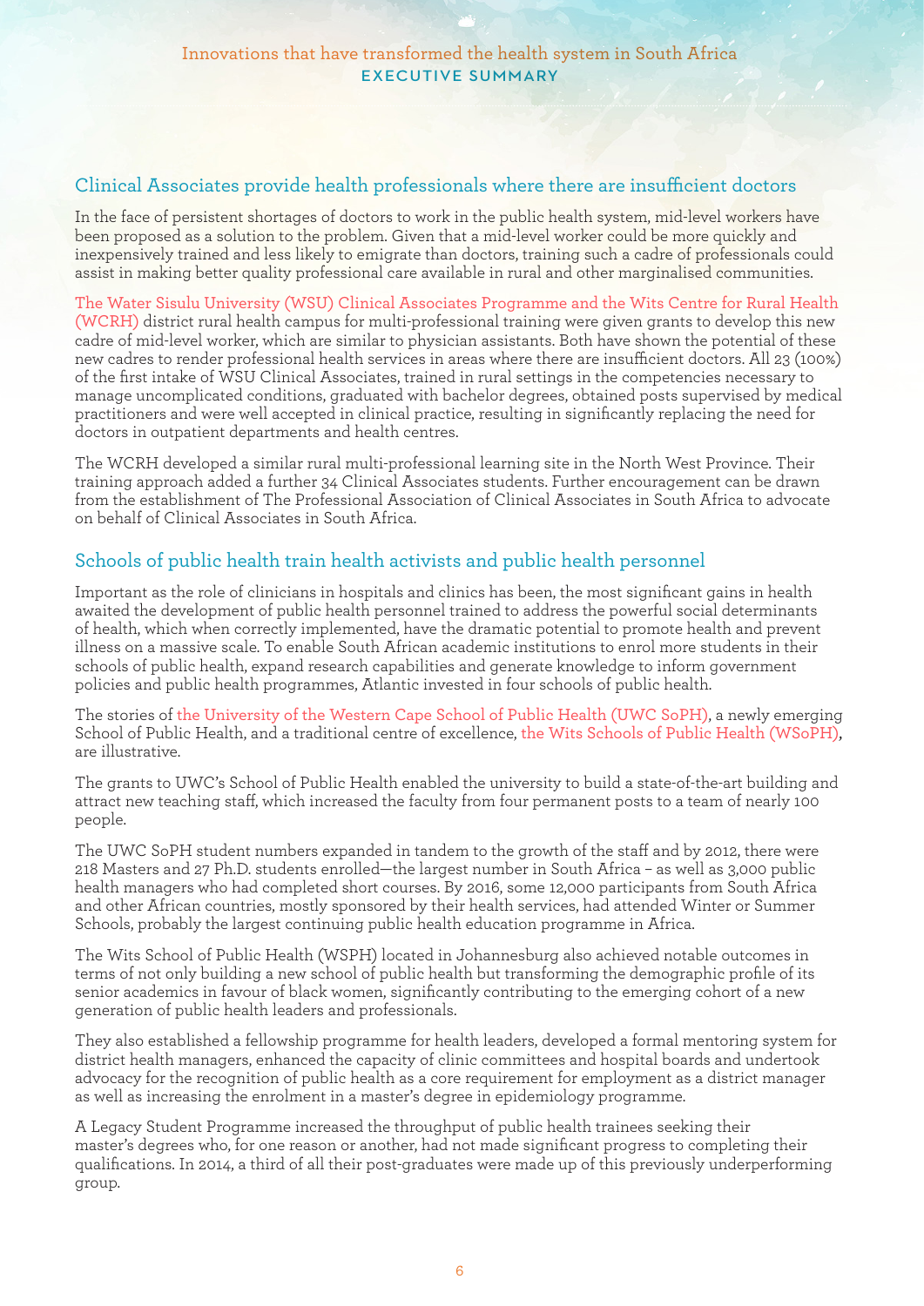## Clinical Associates provide health professionals where there are insufficient doctors

In the face of persistent shortages of doctors to work in the public health system, mid-level workers have been proposed as a solution to the problem. Given that a mid-level worker could be more quickly and inexpensively trained and less likely to emigrate than doctors, training such a cadre of professionals could assist in making better quality professional care available in rural and other marginalised communities.

The Water Sisulu University (WSU) Clinical Associates Programme and the Wits Centre for Rural Health (WCRH) district rural health campus for multi-professional training were given grants to develop this new cadre of mid-level worker, which are similar to physician assistants. Both have shown the potential of these new cadres to render professional health services in areas where there are insufficient doctors. All 23 (100%) of the first intake of WSU Clinical Associates, trained in rural settings in the competencies necessary to manage uncomplicated conditions, graduated with bachelor degrees, obtained posts supervised by medical practitioners and were well accepted in clinical practice, resulting in significantly replacing the need for doctors in outpatient departments and health centres.

The WCRH developed a similar rural multi-professional learning site in the North West Province. Their training approach added a further 34 Clinical Associates students. Further encouragement can be drawn from the establishment of The Professional Association of Clinical Associates in South Africa to advocate on behalf of Clinical Associates in South Africa.

## Schools of public health train health activists and public health personnel

Important as the role of clinicians in hospitals and clinics has been, the most significant gains in health awaited the development of public health personnel trained to address the powerful social determinants of health, which when correctly implemented, have the dramatic potential to promote health and prevent illness on a massive scale. To enable South African academic institutions to enrol more students in their schools of public health, expand research capabilities and generate knowledge to inform government policies and public health programmes, Atlantic invested in four schools of public health.

The stories of the University of the Western Cape School of Public Health (UWC SoPH), a newly emerging School of Public Health, and a traditional centre of excellence, the Wits Schools of Public Health (WSoPH), are illustrative.

The grants to UWC's School of Public Health enabled the university to build a state-of-the-art building and attract new teaching staff, which increased the faculty from four permanent posts to a team of nearly 100 people.

The UWC SoPH student numbers expanded in tandem to the growth of the staff and by 2012, there were 218 Masters and 27 Ph.D. students enrolled—the largest number in South Africa – as well as 3,000 public health managers who had completed short courses. By 2016, some 12,000 participants from South Africa and other African countries, mostly sponsored by their health services, had attended Winter or Summer Schools, probably the largest continuing public health education programme in Africa.

The Wits School of Public Health (WSPH) located in Johannesburg also achieved notable outcomes in terms of not only building a new school of public health but transforming the demographic profile of its senior academics in favour of black women, significantly contributing to the emerging cohort of a new generation of public health leaders and professionals.

They also established a fellowship programme for health leaders, developed a formal mentoring system for district health managers, enhanced the capacity of clinic committees and hospital boards and undertook advocacy for the recognition of public health as a core requirement for employment as a district manager as well as increasing the enrolment in a master's degree in epidemiology programme.

A Legacy Student Programme increased the throughput of public health trainees seeking their master's degrees who, for one reason or another, had not made significant progress to completing their qualifications. In 2014, a third of all their post-graduates were made up of this previously underperforming group.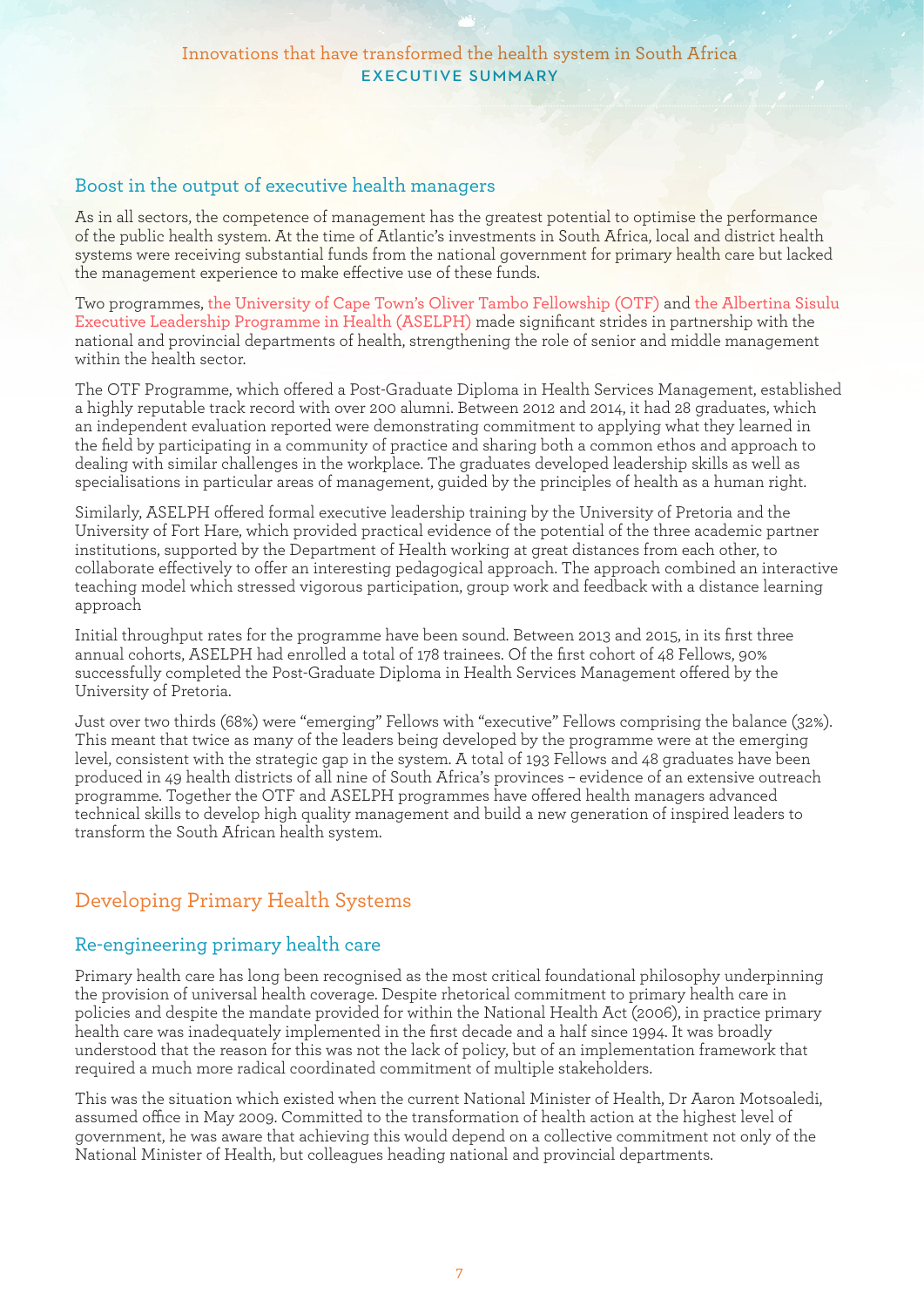## Boost in the output of executive health managers

As in all sectors, the competence of management has the greatest potential to optimise the performance of the public health system. At the time of Atlantic's investments in South Africa, local and district health systems were receiving substantial funds from the national government for primary health care but lacked the management experience to make effective use of these funds.

Two programmes, the University of Cape Town's Oliver Tambo Fellowship (OTF) and the Albertina Sisulu Executive Leadership Programme in Health (ASELPH) made significant strides in partnership with the national and provincial departments of health, strengthening the role of senior and middle management within the health sector.

The OTF Programme, which offered a Post-Graduate Diploma in Health Services Management, established a highly reputable track record with over 200 alumni. Between 2012 and 2014, it had 28 graduates, which an independent evaluation reported were demonstrating commitment to applying what they learned in the field by participating in a community of practice and sharing both a common ethos and approach to dealing with similar challenges in the workplace. The graduates developed leadership skills as well as specialisations in particular areas of management, guided by the principles of health as a human right.

Similarly, ASELPH offered formal executive leadership training by the University of Pretoria and the University of Fort Hare, which provided practical evidence of the potential of the three academic partner institutions, supported by the Department of Health working at great distances from each other, to collaborate effectively to offer an interesting pedagogical approach. The approach combined an interactive teaching model which stressed vigorous participation, group work and feedback with a distance learning approach

Initial throughput rates for the programme have been sound. Between 2013 and 2015, in its first three annual cohorts, ASELPH had enrolled a total of 178 trainees. Of the first cohort of 48 Fellows, 90% successfully completed the Post-Graduate Diploma in Health Services Management offered by the University of Pretoria.

Just over two thirds (68%) were "emerging" Fellows with "executive" Fellows comprising the balance (32%). This meant that twice as many of the leaders being developed by the programme were at the emerging level, consistent with the strategic gap in the system. A total of 193 Fellows and 48 graduates have been produced in 49 health districts of all nine of South Africa's provinces – evidence of an extensive outreach programme. Together the OTF and ASELPH programmes have offered health managers advanced technical skills to develop high quality management and build a new generation of inspired leaders to transform the South African health system.

# Developing Primary Health Systems

## Re-engineering primary health care

Primary health care has long been recognised as the most critical foundational philosophy underpinning the provision of universal health coverage. Despite rhetorical commitment to primary health care in policies and despite the mandate provided for within the National Health Act (2006), in practice primary health care was inadequately implemented in the first decade and a half since 1994. It was broadly understood that the reason for this was not the lack of policy, but of an implementation framework that required a much more radical coordinated commitment of multiple stakeholders.

This was the situation which existed when the current National Minister of Health, Dr Aaron Motsoaledi, assumed office in May 2009. Committed to the transformation of health action at the highest level of government, he was aware that achieving this would depend on a collective commitment not only of the National Minister of Health, but colleagues heading national and provincial departments.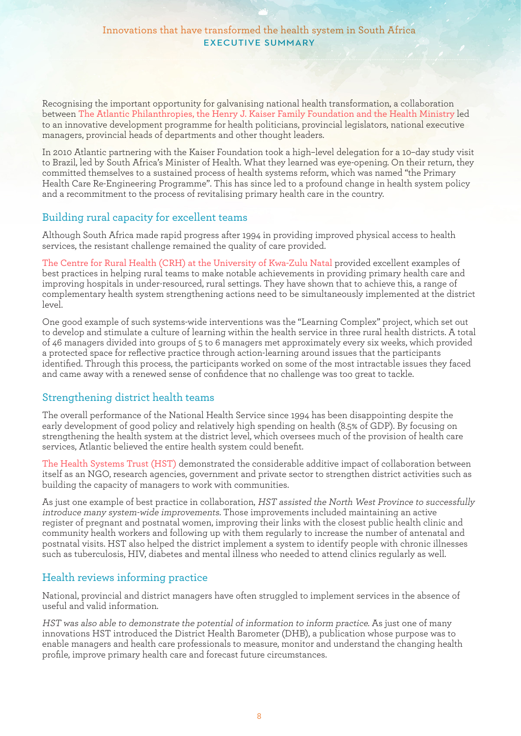Recognising the important opportunity for galvanising national health transformation, a collaboration between The Atlantic Philanthropies, the Henry J. Kaiser Family Foundation and the Health Ministry led to an innovative development programme for health politicians, provincial legislators, national executive managers, provincial heads of departments and other thought leaders.

In 2010 Atlantic partnering with the Kaiser Foundation took a high–level delegation for a 10–day study visit to Brazil, led by South Africa's Minister of Health. What they learned was eye-opening. On their return, they committed themselves to a sustained process of health systems reform, which was named "the Primary Health Care Re-Engineering Programme". This has since led to a profound change in health system policy and a recommitment to the process of revitalising primary health care in the country.

## Building rural capacity for excellent teams

Although South Africa made rapid progress after 1994 in providing improved physical access to health services, the resistant challenge remained the quality of care provided.

The Centre for Rural Health (CRH) at the University of Kwa-Zulu Natal provided excellent examples of best practices in helping rural teams to make notable achievements in providing primary health care and improving hospitals in under-resourced, rural settings. They have shown that to achieve this, a range of complementary health system strengthening actions need to be simultaneously implemented at the district level.

One good example of such systems-wide interventions was the "Learning Complex" project, which set out to develop and stimulate a culture of learning within the health service in three rural health districts. A total of 46 managers divided into groups of 5 to 6 managers met approximately every six weeks, which provided a protected space for reflective practice through action-learning around issues that the participants identified. Through this process, the participants worked on some of the most intractable issues they faced and came away with a renewed sense of confidence that no challenge was too great to tackle.

## Strengthening district health teams

The overall performance of the National Health Service since 1994 has been disappointing despite the early development of good policy and relatively high spending on health (8.5% of GDP). By focusing on strengthening the health system at the district level, which oversees much of the provision of health care services, Atlantic believed the entire health system could benefit.

The Health Systems Trust (HST) demonstrated the considerable additive impact of collaboration between itself as an NGO, research agencies, government and private sector to strengthen district activities such as building the capacity of managers to work with communities.

As just one example of best practice in collaboration, *HST assisted the North West Province to successfully introduce many system-wide improvements.* Those improvements included maintaining an active register of pregnant and postnatal women, improving their links with the closest public health clinic and community health workers and following up with them regularly to increase the number of antenatal and postnatal visits. HST also helped the district implement a system to identify people with chronic illnesses such as tuberculosis, HIV, diabetes and mental illness who needed to attend clinics regularly as well.

## Health reviews informing practice

National, provincial and district managers have often struggled to implement services in the absence of useful and valid information.

*HST was also able to demonstrate the potential of information to inform practice.* As just one of many innovations HST introduced the District Health Barometer (DHB), a publication whose purpose was to enable managers and health care professionals to measure, monitor and understand the changing health profile, improve primary health care and forecast future circumstances.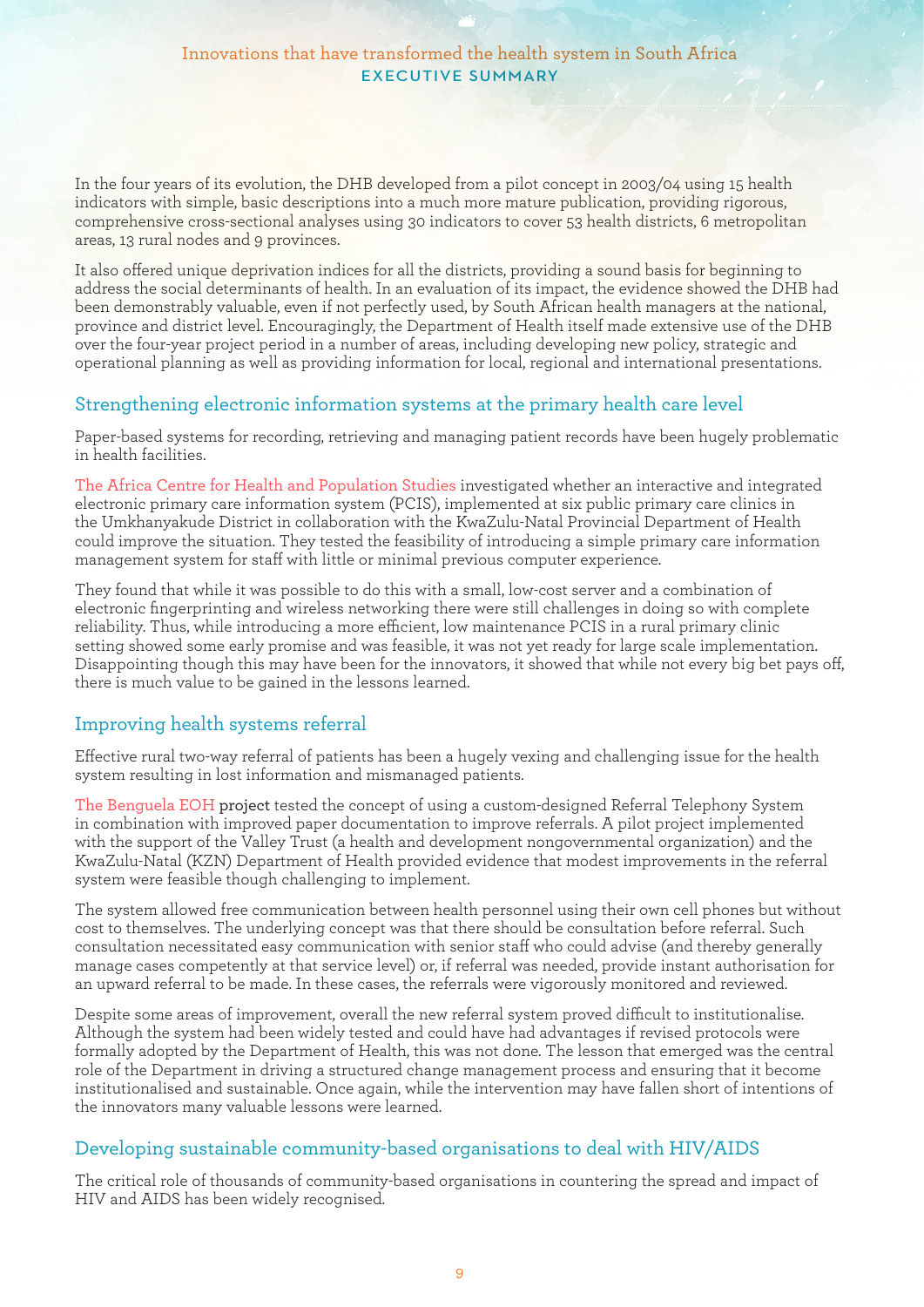In the four years of its evolution, the DHB developed from a pilot concept in 2003/04 using 15 health indicators with simple, basic descriptions into a much more mature publication, providing rigorous, comprehensive cross-sectional analyses using 30 indicators to cover 53 health districts, 6 metropolitan areas, 13 rural nodes and 9 provinces.

It also offered unique deprivation indices for all the districts, providing a sound basis for beginning to address the social determinants of health. In an evaluation of its impact, the evidence showed the DHB had been demonstrably valuable, even if not perfectly used, by South African health managers at the national, province and district level. Encouragingly, the Department of Health itself made extensive use of the DHB over the four-year project period in a number of areas, including developing new policy, strategic and operational planning as well as providing information for local, regional and international presentations.

## Strengthening electronic information systems at the primary health care level

Paper-based systems for recording, retrieving and managing patient records have been hugely problematic in health facilities.

The Africa Centre for Health and Population Studies investigated whether an interactive and integrated electronic primary care information system (PCIS), implemented at six public primary care clinics in the Umkhanyakude District in collaboration with the KwaZulu-Natal Provincial Department of Health could improve the situation. They tested the feasibility of introducing a simple primary care information management system for staff with little or minimal previous computer experience.

They found that while it was possible to do this with a small, low-cost server and a combination of electronic fingerprinting and wireless networking there were still challenges in doing so with complete reliability. Thus, while introducing a more efficient, low maintenance PCIS in a rural primary clinic setting showed some early promise and was feasible, it was not yet ready for large scale implementation. Disappointing though this may have been for the innovators, it showed that while not every big bet pays off, there is much value to be gained in the lessons learned.

## Improving health systems referral

Effective rural two-way referral of patients has been a hugely vexing and challenging issue for the health system resulting in lost information and mismanaged patients.

The Benguela EOH project tested the concept of using a custom-designed Referral Telephony System in combination with improved paper documentation to improve referrals. A pilot project implemented with the support of the Valley Trust (a health and development nongovernmental organization) and the KwaZulu-Natal (KZN) Department of Health provided evidence that modest improvements in the referral system were feasible though challenging to implement.

The system allowed free communication between health personnel using their own cell phones but without cost to themselves. The underlying concept was that there should be consultation before referral. Such consultation necessitated easy communication with senior staff who could advise (and thereby generally manage cases competently at that service level) or, if referral was needed, provide instant authorisation for an upward referral to be made. In these cases, the referrals were vigorously monitored and reviewed.

Despite some areas of improvement, overall the new referral system proved difficult to institutionalise. Although the system had been widely tested and could have had advantages if revised protocols were formally adopted by the Department of Health, this was not done. The lesson that emerged was the central role of the Department in driving a structured change management process and ensuring that it become institutionalised and sustainable. Once again, while the intervention may have fallen short of intentions of the innovators many valuable lessons were learned.

## Developing sustainable community-based organisations to deal with HIV/AIDS

The critical role of thousands of community-based organisations in countering the spread and impact of HIV and AIDS has been widely recognised.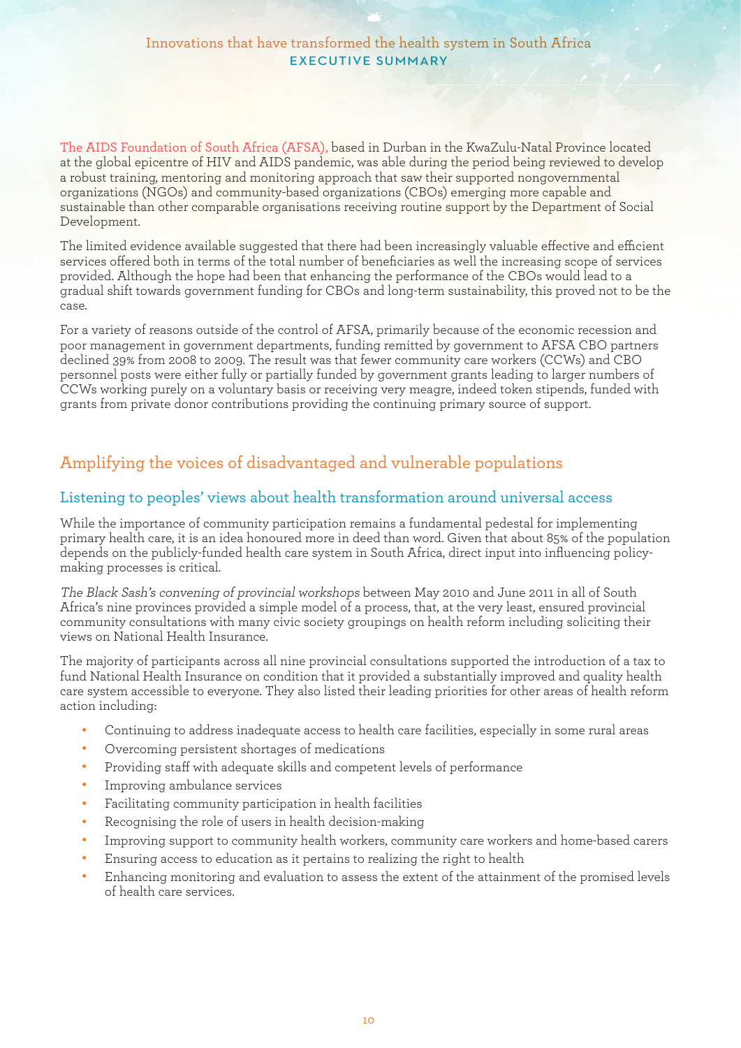The AIDS Foundation of South Africa (AFSA), based in Durban in the KwaZulu-Natal Province located at the global epicentre of HIV and AIDS pandemic, was able during the period being reviewed to develop a robust training, mentoring and monitoring approach that saw their supported nongovernmental organizations (NGOs) and community-based organizations (CBOs) emerging more capable and sustainable than other comparable organisations receiving routine support by the Department of Social Development.

The limited evidence available suggested that there had been increasingly valuable effective and efficient services offered both in terms of the total number of beneficiaries as well the increasing scope of services provided. Although the hope had been that enhancing the performance of the CBOs would lead to a gradual shift towards government funding for CBOs and long-term sustainability, this proved not to be the case.

For a variety of reasons outside of the control of AFSA, primarily because of the economic recession and poor management in government departments, funding remitted by government to AFSA CBO partners declined 39% from 2008 to 2009. The result was that fewer community care workers (CCWs) and CBO personnel posts were either fully or partially funded by government grants leading to larger numbers of CCWs working purely on a voluntary basis or receiving very meagre, indeed token stipends, funded with grants from private donor contributions providing the continuing primary source of support.

## Amplifying the voices of disadvantaged and vulnerable populations

### Listening to peoples' views about health transformation around universal access

While the importance of community participation remains a fundamental pedestal for implementing primary health care, it is an idea honoured more in deed than word. Given that about 85% of the population depends on the publicly-funded health care system in South Africa, direct input into influencing policy-making processes is critical.

*The Black Sash's convening of provincial workshops* between May 2010 and June 2011 in all of South Africa's nine provinces provided a simple model of a process, that, at the very least, ensured provincial community consultations with many civic society groupings on health reform including soliciting their views on National Health Insurance.

The majority of participants across all nine provincial consultations supported the introduction of a tax to fund National Health Insurance on condition that it provided a substantially improved and quality health care system accessible to everyone. They also listed their leading priorities for other areas of health reform action including:

- Continuing to address inadequate access to health care facilities, especially in some rural areas
- Overcoming persistent shortages of medications
- Providing staff with adequate skills and competent levels of performance
- Improving ambulance services
- Facilitating community participation in health facilities
- Recognising the role of users in health decision-making
- Improving support to community health workers, community care workers and home-based carers
- Ensuring access to education as it pertains to realizing the right to health
- Enhancing monitoring and evaluation to assess the extent of the attainment of the promised levels of health care services.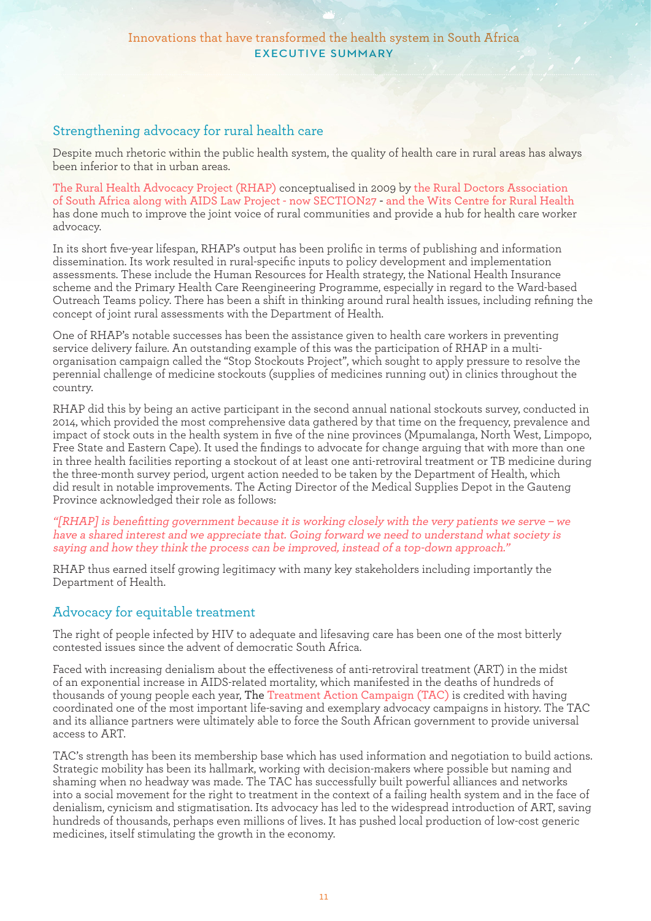## Strengthening advocacy for rural health care

Despite much rhetoric within the public health system, the quality of health care in rural areas has always been inferior to that in urban areas.

The Rural Health Advocacy Project (RHAP) conceptualised in 2009 by the Rural Doctors Association of South Africa along with AIDS Law Project - now SECTION27 - and the Wits Centre for Rural Health has done much to improve the joint voice of rural communities and provide a hub for health care worker advocacy.

In its short five-year lifespan, RHAP's output has been prolific in terms of publishing and information dissemination. Its work resulted in rural-specific inputs to policy development and implementation assessments. These include the Human Resources for Health strategy, the National Health Insurance scheme and the Primary Health Care Reengineering Programme, especially in regard to the Ward-based Outreach Teams policy. There has been a shift in thinking around rural health issues, including refining the concept of joint rural assessments with the Department of Health.

One of RHAP's notable successes has been the assistance given to health care workers in preventing service delivery failure. An outstanding example of this was the participation of RHAP in a multi-organisation campaign called the "Stop Stockouts Project", which sought to apply pressure to resolve the perennial challenge of medicine stockouts (supplies of medicines running out) in clinics throughout the country.

RHAP did this by being an active participant in the second annual national stockouts survey, conducted in 2014, which provided the most comprehensive data gathered by that time on the frequency, prevalence and impact of stock outs in the health system in five of the nine provinces (Mpumalanga, North West, Limpopo, Free State and Eastern Cape). It used the findings to advocate for change arguing that with more than one in three health facilities reporting a stockout of at least one anti-retroviral treatment or TB medicine during the three-month survey period, urgent action needed to be taken by the Department of Health, which did result in notable improvements. The Acting Director of the Medical Supplies Depot in the Gauteng Province acknowledged their role as follows:

*"[RHAP] is benefitting government because it is working closely with the very patients we serve – we have a shared interest and we appreciate that. Going forward we need to understand what society is saying and how they think the process can be improved, instead of a top-down approach."*

RHAP thus earned itself growing legitimacy with many key stakeholders including importantly the Department of Health.

## Advocacy for equitable treatment

The right of people infected by HIV to adequate and lifesaving care has been one of the most bitterly contested issues since the advent of democratic South Africa.

Faced with increasing denialism about the effectiveness of anti-retroviral treatment (ART) in the midst of an exponential increase in AIDS-related mortality, which manifested in the deaths of hundreds of thousands of young people each year, The Treatment Action Campaign (TAC) is credited with having coordinated one of the most important life-saving and exemplary advocacy campaigns in history. The TAC and its alliance partners were ultimately able to force the South African government to provide universal access to ART.

TAC's strength has been its membership base which has used information and negotiation to build actions. Strategic mobility has been its hallmark, working with decision-makers where possible but naming and shaming when no headway was made. The TAC has successfully built powerful alliances and networks into a social movement for the right to treatment in the context of a failing health system and in the face of denialism, cynicism and stigmatisation. Its advocacy has led to the widespread introduction of ART, saving hundreds of thousands, perhaps even millions of lives. It has pushed local production of low-cost generic medicines, itself stimulating the growth in the economy.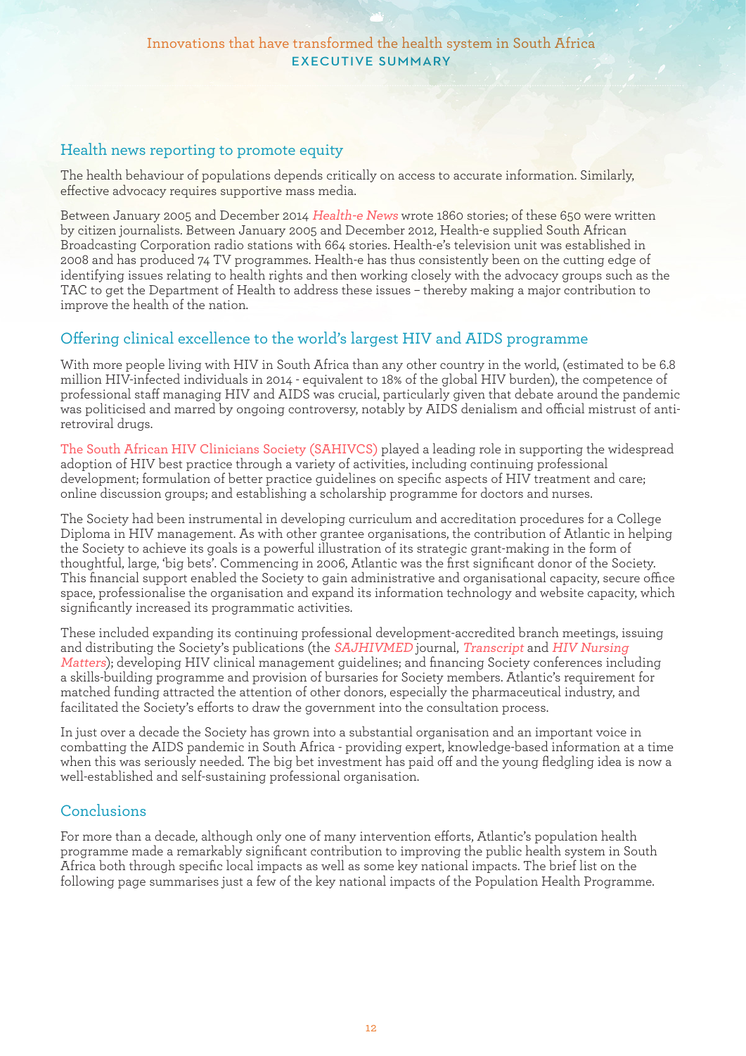## Health news reporting to promote equity

The health behaviour of populations depends critically on access to accurate information. Similarly, effective advocacy requires supportive mass media.

Between January 2005 and December 2014 *Health-e News* wrote 1860 stories; of these 650 were written by citizen journalists. Between January 2005 and December 2012, Health-e supplied South African Broadcasting Corporation radio stations with 664 stories. Health-e's television unit was established in 2008 and has produced 74 TV programmes. Health-e has thus consistently been on the cutting edge of identifying issues relating to health rights and then working closely with the advocacy groups such as the TAC to get the Department of Health to address these issues – thereby making a major contribution to improve the health of the nation.

## Offering clinical excellence to the world's largest HIV and AIDS programme

With more people living with HIV in South Africa than any other country in the world, (estimated to be 6.8 million HIV-infected individuals in 2014 - equivalent to 18% of the global HIV burden), the competence of professional staff managing HIV and AIDS was crucial, particularly given that debate around the pandemic was politicised and marred by ongoing controversy, notably by AIDS denialism and official mistrust of anti-retroviral drugs.

The South African HIV Clinicians Society (SAHIVCS) played a leading role in supporting the widespread adoption of HIV best practice through a variety of activities, including continuing professional development; formulation of better practice guidelines on specific aspects of HIV treatment and care; online discussion groups; and establishing a scholarship programme for doctors and nurses.

The Society had been instrumental in developing curriculum and accreditation procedures for a College Diploma in HIV management. As with other grantee organisations, the contribution of Atlantic in helping the Society to achieve its goals is a powerful illustration of its strategic grant-making in the form of thoughtful, large, 'big bets'. Commencing in 2006, Atlantic was the first significant donor of the Society. This financial support enabled the Society to gain administrative and organisational capacity, secure office space, professionalise the organisation and expand its information technology and website capacity, which significantly increased its programmatic activities.

These included expanding its continuing professional development-accredited branch meetings, issuing and distributing the Society's publications (the *SAJHIVMED* journal, *Transcript* and *HIV Nursing Matters*); developing HIV clinical management guidelines; and financing Society conferences including a skills-building programme and provision of bursaries for Society members. Atlantic's requirement for matched funding attracted the attention of other donors, especially the pharmaceutical industry, and facilitated the Society's efforts to draw the government into the consultation process.

In just over a decade the Society has grown into a substantial organisation and an important voice in combatting the AIDS pandemic in South Africa - providing expert, knowledge-based information at a time when this was seriously needed. The big bet investment has paid off and the young fledgling idea is now a well-established and self-sustaining professional organisation.

## Conclusions

For more than a decade, although only one of many intervention efforts, Atlantic's population health programme made a remarkably significant contribution to improving the public health system in South Africa both through specific local impacts as well as some key national impacts. The brief list on the following page summarises just a few of the key national impacts of the Population Health Programme.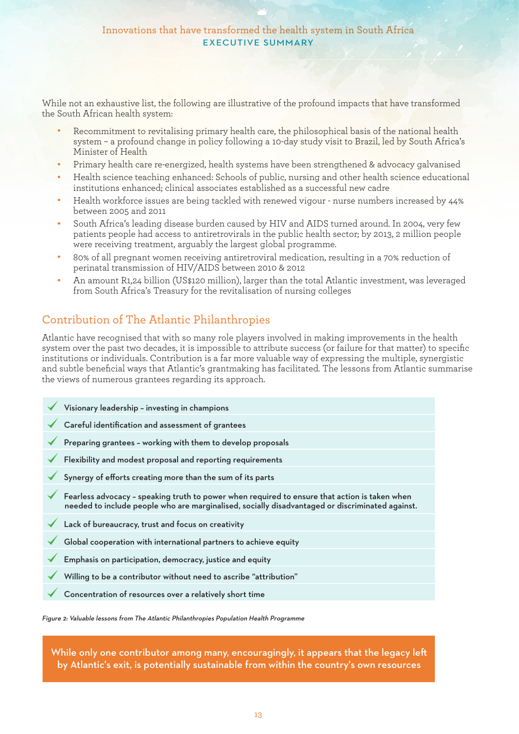While not an exhaustive list, the following are illustrative of the profound impacts that have transformed the South African health system:

- Recommitment to revitalising primary health care, the philosophical basis of the national health system – a profound change in policy following a 10-day study visit to Brazil, led by South Africa's Minister of Health
- Primary health care re-energized, health systems have been strengthened & advocacy galvanised
- Health science teaching enhanced: Schools of public, nursing and other health science educational institutions enhanced; clinical associates established as a successful new cadre
- Health workforce issues are being tackled with renewed vigour - nurse numbers increased by 44% between 2005 and 2011
- South Africa's leading disease burden caused by HIV and AIDS turned around. In 2004, very few patients people had access to antiretrovirals in the public health sector; by 2013, 2 million people were receiving treatment, arguably the largest global programme.
- 80% of all pregnant women receiving antiretroviral medication, resulting in a 70% reduction of perinatal transmission of HIV/AIDS between 2010 & 2012
- An amount R1,24 billion (US$120 million), larger than the total Atlantic investment, was leveraged from South Africa's Treasury for the revitalisation of nursing colleges

## Contribution of The Atlantic Philanthropies

Atlantic have recognised that with so many role players involved in making improvements in the health system over the past two decades, it is impossible to attribute success (or failure for that matter) to specific institutions or individuals. Contribution is a far more valuable way of expressing the multiple, synergistic and subtle beneficial ways that Atlantic's grantmaking has facilitated. The lessons from Atlantic summarise the views of numerous grantees regarding its approach.

- ✓ **Visionary leadership – investing in champions**
- ✓ **Careful identification and assessment of grantees**
- ✓ **Preparing grantees – working with them to develop proposals**
- ✓ **Flexibility and modest proposal and reporting requirements**
- ✓ **Synergy of efforts creating more than the sum of its parts**
- ✓ **Fearless advocacy – speaking truth to power when required to ensure that action is taken when needed to include people who are marginalised, socially disadvantaged or discriminated against.**
- ✓ **Lack of bureaucracy, trust and focus on creativity**
- ✓ **Global cooperation with international partners to achieve equity**
- ✓ **Emphasis on participation, democracy, justice and equity**
- ✓ **Willing to be a contributor without need to ascribe "attribution"**
- ✓ **Concentration of resources over a relatively short time**

*Figure 2: Valuable lessons from The Atlantic Philanthropies Population Health Programme*

**While only one contributor among many, encouragingly, it appears that the legacy left by Atlantic's exit, is potentially sustainable from within the country's own resources**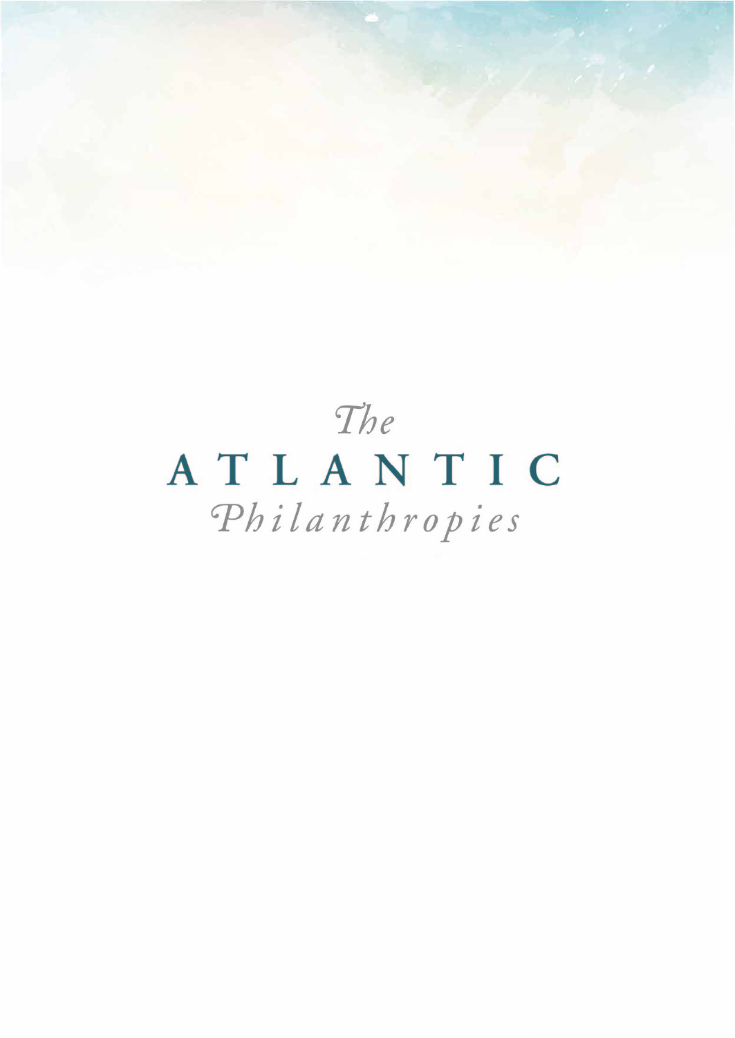*The*
**ATLANTIC**
*Philanthropies*